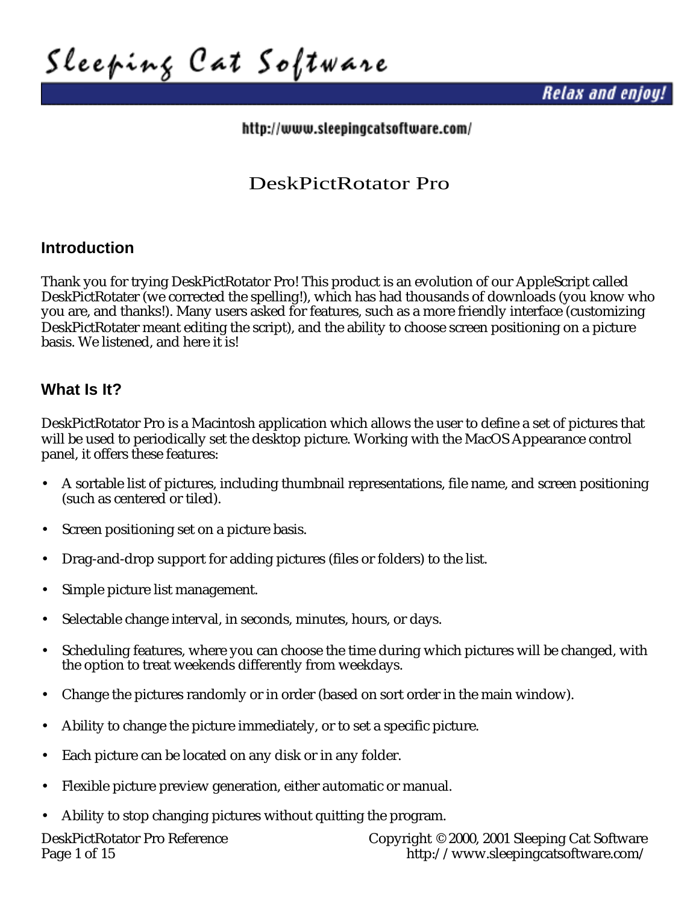Sleeping Cat Software

Relax and enjoy!

http://www.sleepingcatsoftware.com/

# DeskPictRotator Pro

## Introduction

Thank you for trying DeskPictRotator Pro! This product is an evolution of our AppleScript called DeskPictRotater (we corrected the spelling!), which has had thousands of downloads (you know who you are, and thanks!). Many users asked for features, such as a more friendly interface (customizing DeskPictRotater meant editing the script), and the ability to choose screen positioning on a picture basis. We listened, and here it is!

## What Is It?

DeskPictRotator Pro is a Macintosh application which allows the user to define a set of pictures that will be used to periodically set the desktop picture. Working with the MacOS Appearance control panel, it offers these features:

- A sortable list of pictures, including thumbnail representations, file name, and screen positioning (such as centered or tiled).
- Screen positioning set on a picture basis.
- Drag-and-drop support for adding pictures (files or folders) to the list.
- Simple picture list management.
- Selectable change interval, in seconds, minutes, hours, or days.
- Scheduling features, where you can choose the time during which pictures will be changed, with the option to treat weekends differently from weekdays.
- Change the pictures randomly or in order (based on sort order in the main window).
- Ability to change the picture immediately, or to set a specific picture.
- Each picture can be located on any disk or in any folder.
- Flexible picture preview generation, either automatic or manual.
- Ability to stop changing pictures without quitting the program.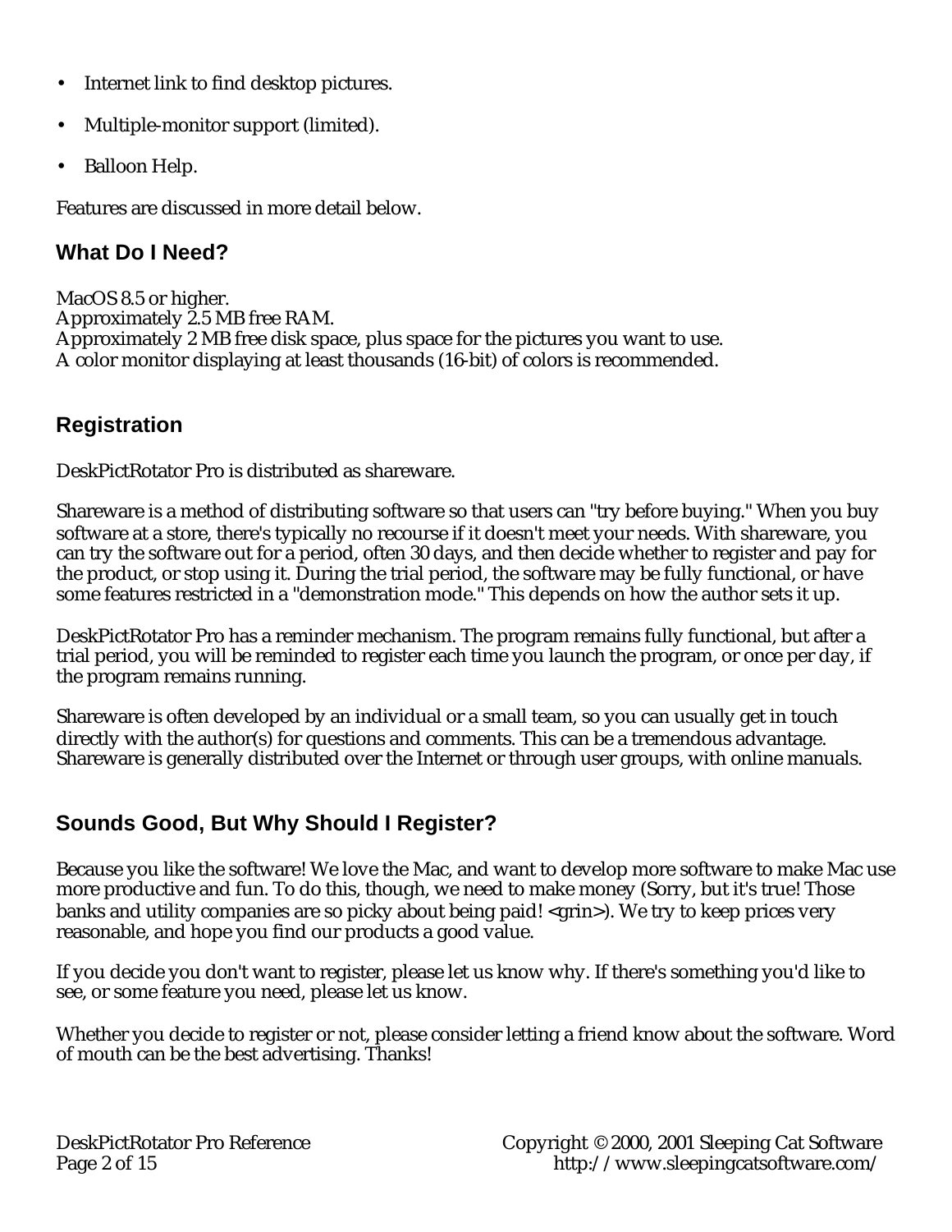- Internet link to find desktop pictures.
- Multiple-monitor support (limited).
- Balloon Help.

Features are discussed in more detail below.

## What Do I Need?

MacOS 8.5 or higher.
Approximately 2.5 MB free RAM.
Approximately 2 MB free disk space, plus space for the pictures you want to use.
A color monitor displaying at least thousands (16-bit) of colors is recommended.

## Registration

DeskPictRotator Pro is distributed as shareware.

Shareware is a method of distributing software so that users can "try before buying." When you buy software at a store, there's typically no recourse if it doesn't meet your needs. With shareware, you can try the software out for a period, often 30 days, and then decide whether to register and pay for the product, or stop using it. During the trial period, the software may be fully functional, or have some features restricted in a "demonstration mode." This depends on how the author sets it up.

DeskPictRotator Pro has a reminder mechanism. The program remains fully functional, but after a trial period, you will be reminded to register each time you launch the program, or once per day, if the program remains running.

Shareware is often developed by an individual or a small team, so you can usually get in touch directly with the author(s) for questions and comments. This can be a tremendous advantage. Shareware is generally distributed over the Internet or through user groups, with online manuals.

## Sounds Good, But Why Should I Register?

Because you like the software! We love the Mac, and want to develop more software to make Mac use more productive and fun. To do this, though, we need to make money (Sorry, but it's true! Those banks and utility companies are so picky about being paid! <grin>). We try to keep prices very reasonable, and hope you find our products a good value.

If you decide you don't want to register, please let us know why. If there's something you'd like to see, or some feature you need, please let us know.

Whether you decide to register or not, please consider letting a friend know about the software. Word of mouth can be the best advertising. Thanks!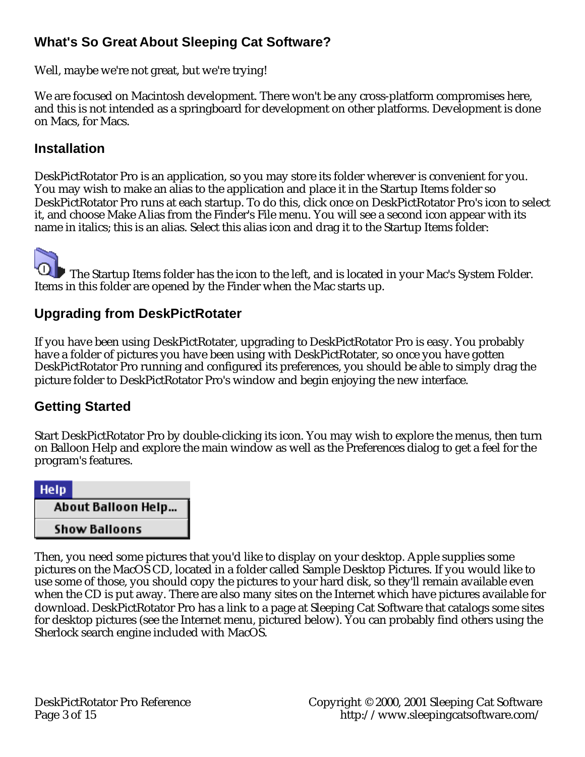## What's So Great About Sleeping Cat Software?

Well, maybe we're not great, but we're trying!

We are focused on Macintosh development. There won't be any cross-platform compromises here, and this is not intended as a springboard for development on other platforms. Development is done on Macs, for Macs.

## Installation

DeskPictRotator Pro is an application, so you may store its folder wherever is convenient for you. You may wish to make an alias to the application and place it in the Startup Items folder so DeskPictRotator Pro runs at each startup. To do this, click once on DeskPictRotator Pro's icon to select it, and choose Make Alias from the Finder's File menu. You will see a second icon appear with its name in italics; this is an alias. Select this alias icon and drag it to the Startup Items folder:

The Startup Items folder has the icon to the left, and is located in your Mac's System Folder. Items in this folder are opened by the Finder when the Mac starts up.

## Upgrading from DeskPictRotater

If you have been using DeskPictRotater, upgrading to DeskPictRotator Pro is easy. You probably have a folder of pictures you have been using with DeskPictRotater, so once you have gotten DeskPictRotator Pro running and configured its preferences, you should be able to simply drag the picture folder to DeskPictRotator Pro's window and begin enjoying the new interface.

## Getting Started

Start DeskPictRotator Pro by double-clicking its icon. You may wish to explore the menus, then turn on Balloon Help and explore the main window as well as the Preferences dialog to get a feel for the program's features.

**Help**
- About Balloon Help...
- Show Balloons

Then, you need some pictures that you'd like to display on your desktop. Apple supplies some pictures on the MacOS CD, located in a folder called Sample Desktop Pictures. If you would like to use some of those, you should copy the pictures to your hard disk, so they'll remain available even when the CD is put away. There are also many sites on the Internet which have pictures available for download. DeskPictRotator Pro has a link to a page at Sleeping Cat Software that catalogs some sites for desktop pictures (see the Internet menu, pictured below). You can probably find others using the Sherlock search engine included with MacOS.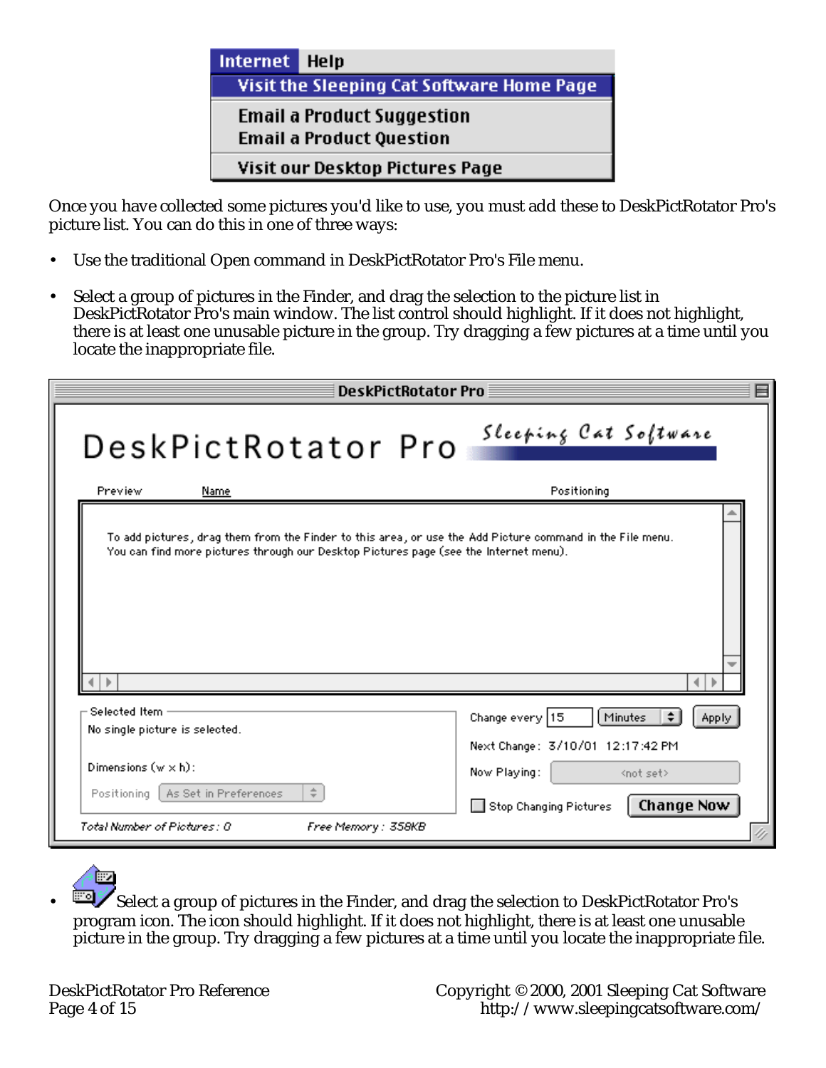Once you have collected some pictures you'd like to use, you must add these to DeskPictRotator Pro's picture list. You can do this in one of three ways:

- Use the traditional Open command in DeskPictRotator Pro's File menu.
- Select a group of pictures in the Finder, and drag the selection to the picture list in DeskPictRotator Pro's main window. The list control should highlight. If it does not highlight, there is at least one unusable picture in the group. Try dragging a few pictures at a time until you locate the inappropriate file.
- Select a group of pictures in the Finder, and drag the selection to DeskPictRotator Pro's program icon. The icon should highlight. If it does not highlight, there is at least one unusable picture in the group. Try dragging a few pictures at a time until you locate the inappropriate file.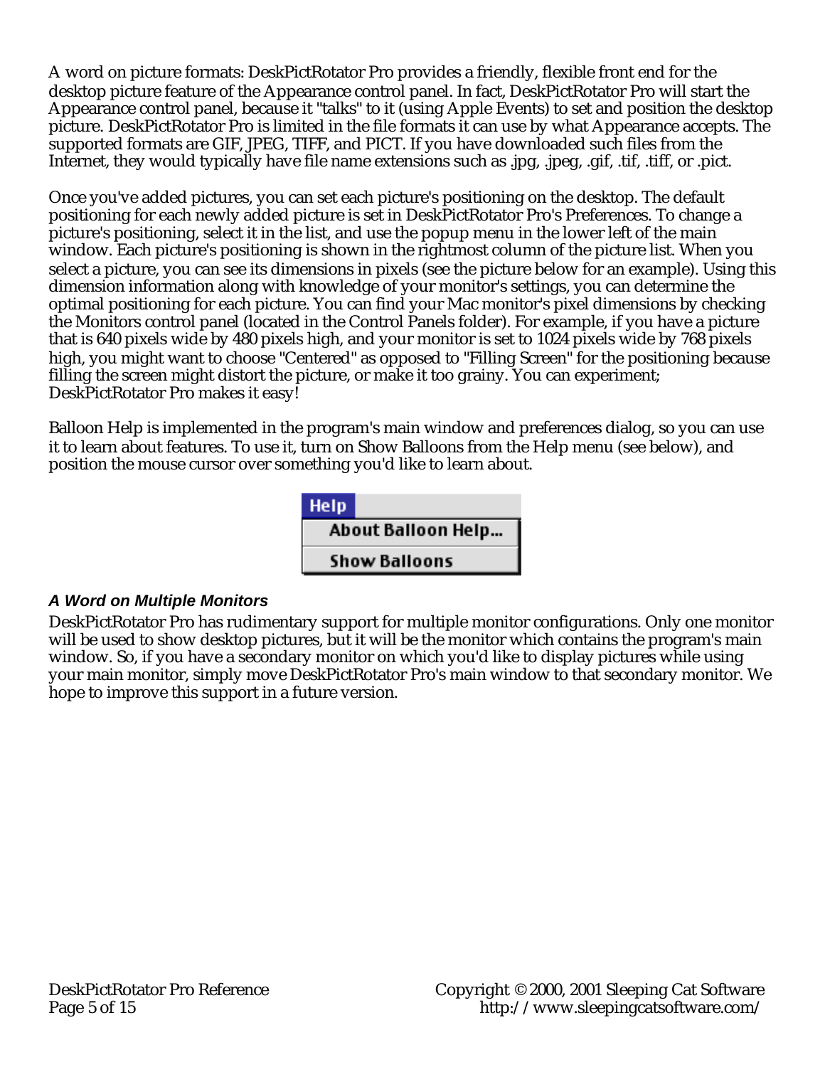A word on picture formats: DeskPictRotator Pro provides a friendly, flexible front end for the desktop picture feature of the Appearance control panel. In fact, DeskPictRotator Pro will start the Appearance control panel, because it "talks" to it (using Apple Events) to set and position the desktop picture. DeskPictRotator Pro is limited in the file formats it can use by what Appearance accepts. The supported formats are GIF, JPEG, TIFF, and PICT. If you have downloaded such files from the Internet, they would typically have file name extensions such as .jpg, .jpeg, .gif, .tif, .tiff, or .pict.

Once you've added pictures, you can set each picture's positioning on the desktop. The default positioning for each newly added picture is set in DeskPictRotator Pro's Preferences. To change a picture's positioning, select it in the list, and use the popup menu in the lower left of the main window. Each picture's positioning is shown in the rightmost column of the picture list. When you select a picture, you can see its dimensions in pixels (see the picture below for an example). Using this dimension information along with knowledge of your monitor's settings, you can determine the optimal positioning for each picture. You can find your Mac monitor's pixel dimensions by checking the Monitors control panel (located in the Control Panels folder). For example, if you have a picture that is 640 pixels wide by 480 pixels high, and your monitor is set to 1024 pixels wide by 768 pixels high, you might want to choose "Centered" as opposed to "Filling Screen" for the positioning because filling the screen might distort the picture, or make it too grainy. You can experiment; DeskPictRotator Pro makes it easy!

Balloon Help is implemented in the program's main window and preferences dialog, so you can use it to learn about features. To use it, turn on Show Balloons from the Help menu (see below), and position the mouse cursor over something you'd like to learn about.

Help
About Balloon Help...
Show Balloons

### *A Word on Multiple Monitors*

DeskPictRotator Pro has rudimentary support for multiple monitor configurations. Only one monitor will be used to show desktop pictures, but it will be the monitor which contains the program's main window. So, if you have a secondary monitor on which you'd like to display pictures while using your main monitor, simply move DeskPictRotator Pro's main window to that secondary monitor. We hope to improve this support in a future version.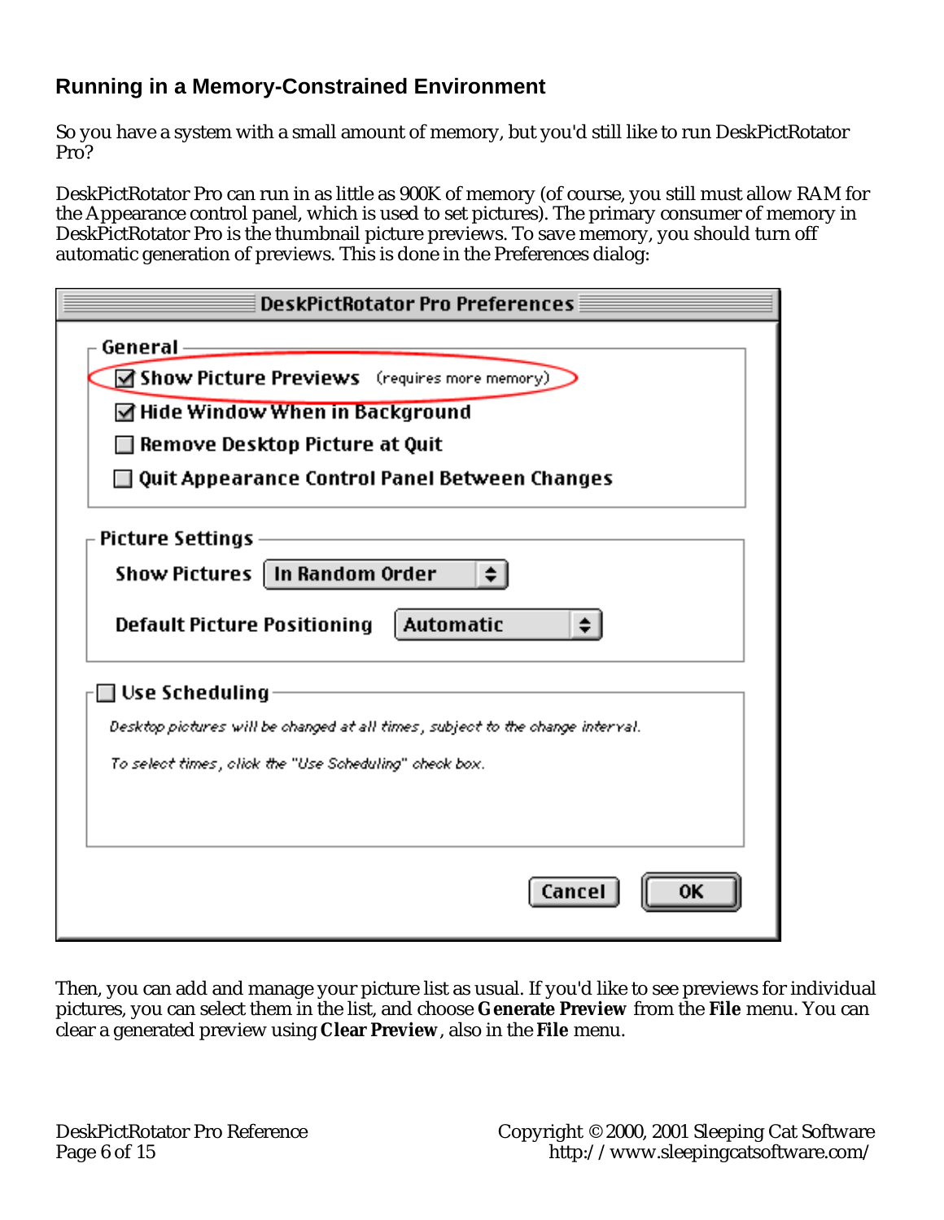## Running in a Memory-Constrained Environment

So you have a system with a small amount of memory, but you'd still like to run DeskPictRotator Pro?

DeskPictRotator Pro can run in as little as 900K of memory (of course, you still must allow RAM for the Appearance control panel, which is used to set pictures). The primary consumer of memory in DeskPictRotator Pro is the thumbnail picture previews. To save memory, you should turn off automatic generation of previews. This is done in the Preferences dialog:

Then, you can add and manage your picture list as usual. If you'd like to see previews for individual pictures, you can select them in the list, and choose **Generate Preview** from the **File** menu. You can clear a generated preview using **Clear Preview**, also in the **File** menu.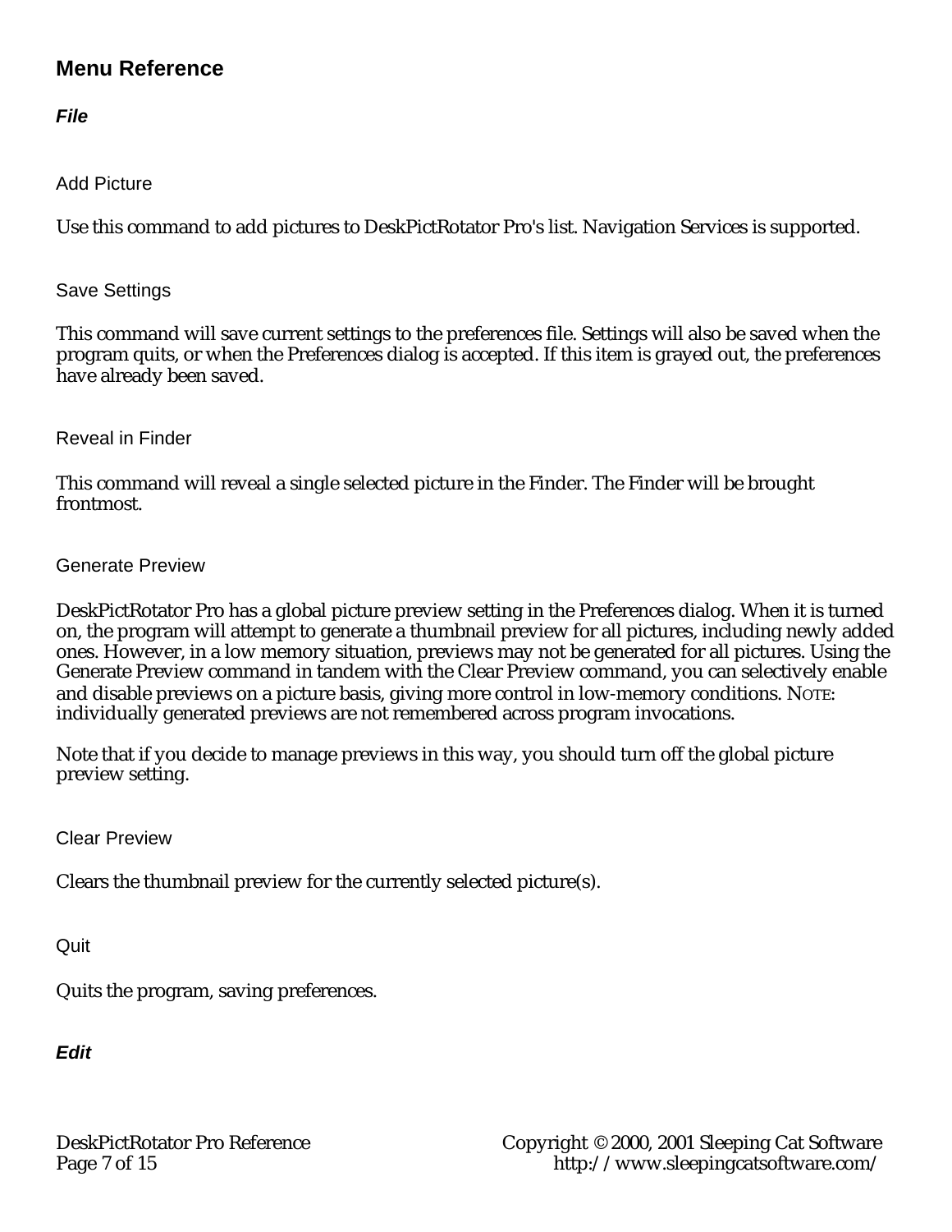## Menu Reference

### *File*

#### Add Picture

Use this command to add pictures to DeskPictRotator Pro's list. Navigation Services is supported.

#### Save Settings

This command will save current settings to the preferences file. Settings will also be saved when the program quits, or when the Preferences dialog is accepted. If this item is grayed out, the preferences have already been saved.

#### Reveal in Finder

This command will reveal a single selected picture in the Finder. The Finder will be brought frontmost.

#### Generate Preview

DeskPictRotator Pro has a global picture preview setting in the Preferences dialog. When it is turned on, the program will attempt to generate a thumbnail preview for all pictures, including newly added ones. However, in a low memory situation, previews may not be generated for all pictures. Using the Generate Preview command in tandem with the Clear Preview command, you can selectively enable and disable previews on a picture basis, giving more control in low-memory conditions. NOTE: individually generated previews are not remembered across program invocations.

Note that if you decide to manage previews in this way, you should turn off the global picture preview setting.

#### Clear Preview

Clears the thumbnail preview for the currently selected picture(s).

#### Quit

Quits the program, saving preferences.

### *Edit*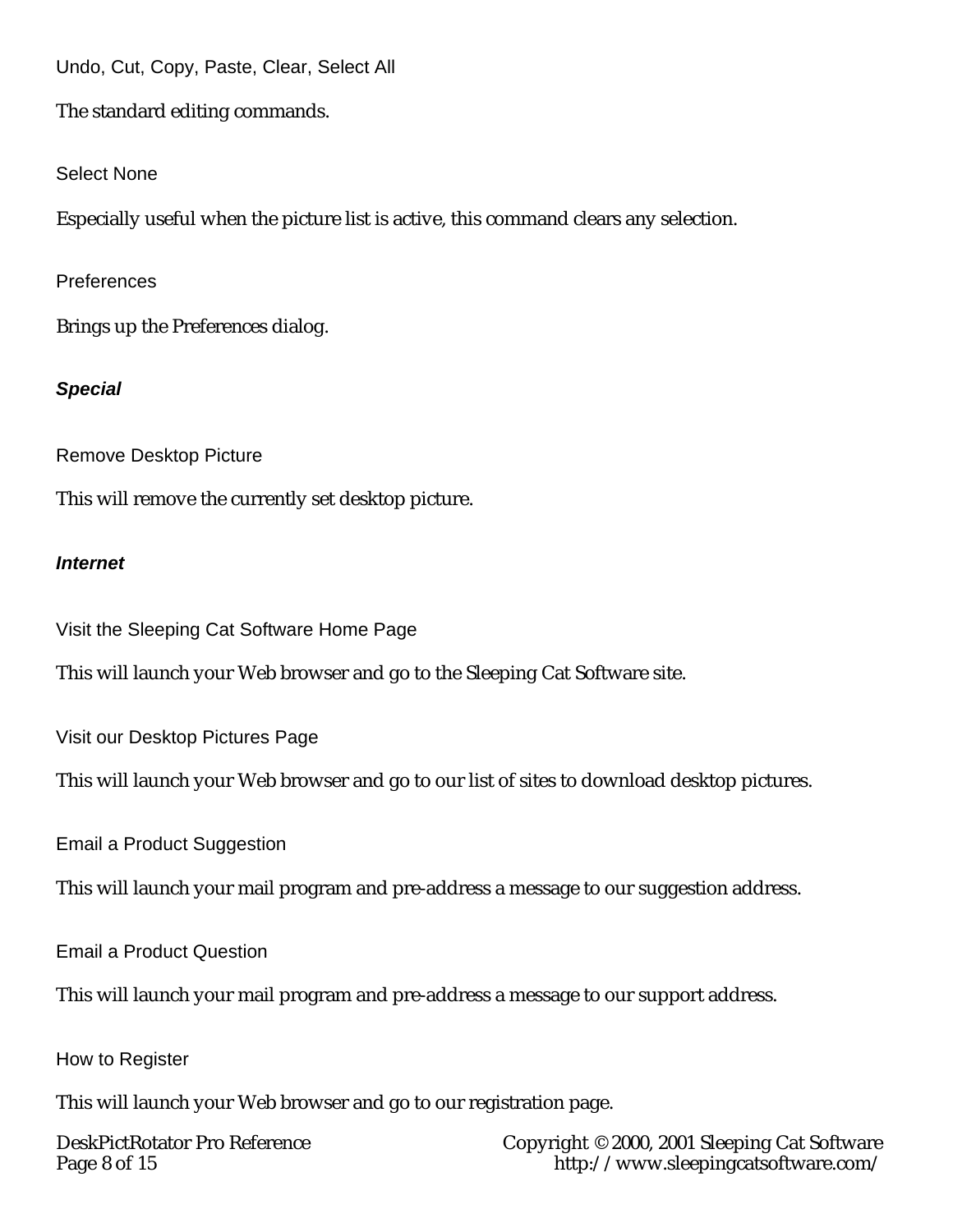#### Undo, Cut, Copy, Paste, Clear, Select All

The standard editing commands.

#### Select None

Especially useful when the picture list is active, this command clears any selection.

#### Preferences

Brings up the Preferences dialog.

### ***Special***

#### Remove Desktop Picture

This will remove the currently set desktop picture.

### ***Internet***

#### Visit the Sleeping Cat Software Home Page

This will launch your Web browser and go to the Sleeping Cat Software site.

#### Visit our Desktop Pictures Page

This will launch your Web browser and go to our list of sites to download desktop pictures.

#### Email a Product Suggestion

This will launch your mail program and pre-address a message to our suggestion address.

#### Email a Product Question

This will launch your mail program and pre-address a message to our support address.

#### How to Register

This will launch your Web browser and go to our registration page.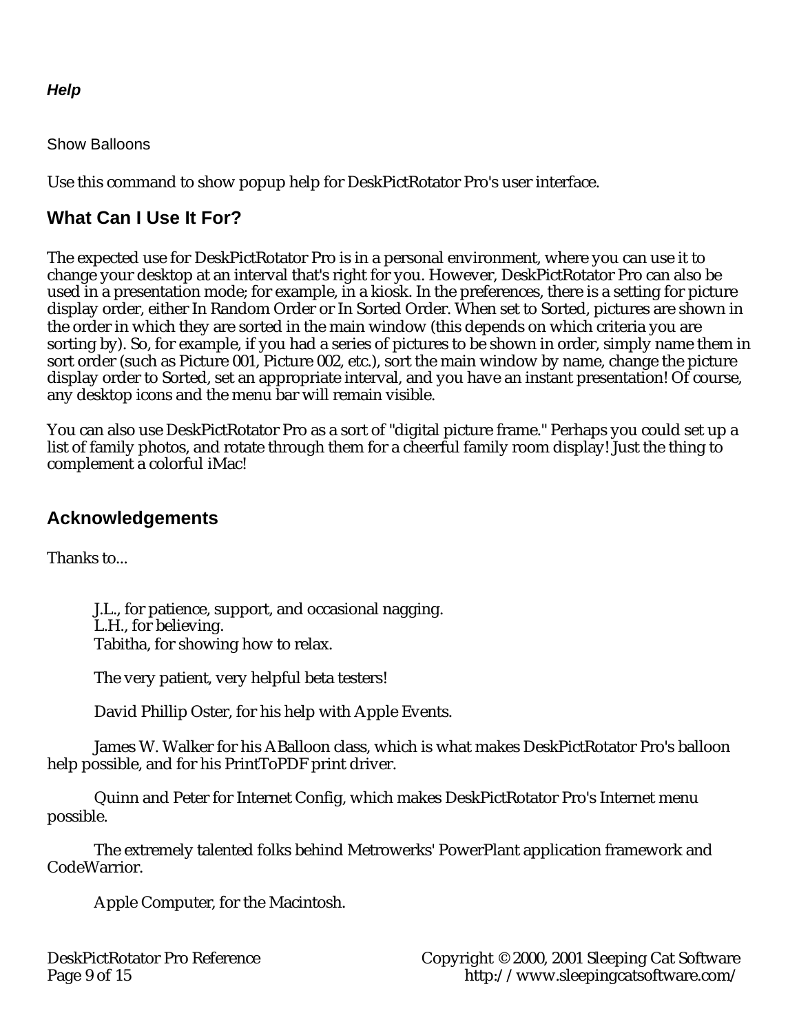***Help***

Show Balloons

Use this command to show popup help for DeskPictRotator Pro's user interface.

## What Can I Use It For?

The expected use for DeskPictRotator Pro is in a personal environment, where you can use it to change your desktop at an interval that's right for you. However, DeskPictRotator Pro can also be used in a presentation mode; for example, in a kiosk. In the preferences, there is a setting for picture display order, either In Random Order or In Sorted Order. When set to Sorted, pictures are shown in the order in which they are sorted in the main window (this depends on which criteria you are sorting by). So, for example, if you had a series of pictures to be shown in order, simply name them in sort order (such as Picture 001, Picture 002, etc.), sort the main window by name, change the picture display order to Sorted, set an appropriate interval, and you have an instant presentation! Of course, any desktop icons and the menu bar will remain visible.

You can also use DeskPictRotator Pro as a sort of "digital picture frame." Perhaps you could set up a list of family photos, and rotate through them for a cheerful family room display! Just the thing to complement a colorful iMac!

## Acknowledgements

Thanks to...

J.L., for patience, support, and occasional nagging.
L.H., for believing.
Tabitha, for showing how to relax.

The very patient, very helpful beta testers!

David Phillip Oster, for his help with Apple Events.

James W. Walker for his ABalloon class, which is what makes DeskPictRotator Pro's balloon help possible, and for his PrintToPDF print driver.

Quinn and Peter for Internet Config, which makes DeskPictRotator Pro's Internet menu possible.

The extremely talented folks behind Metrowerks' PowerPlant application framework and CodeWarrior.

Apple Computer, for the Macintosh.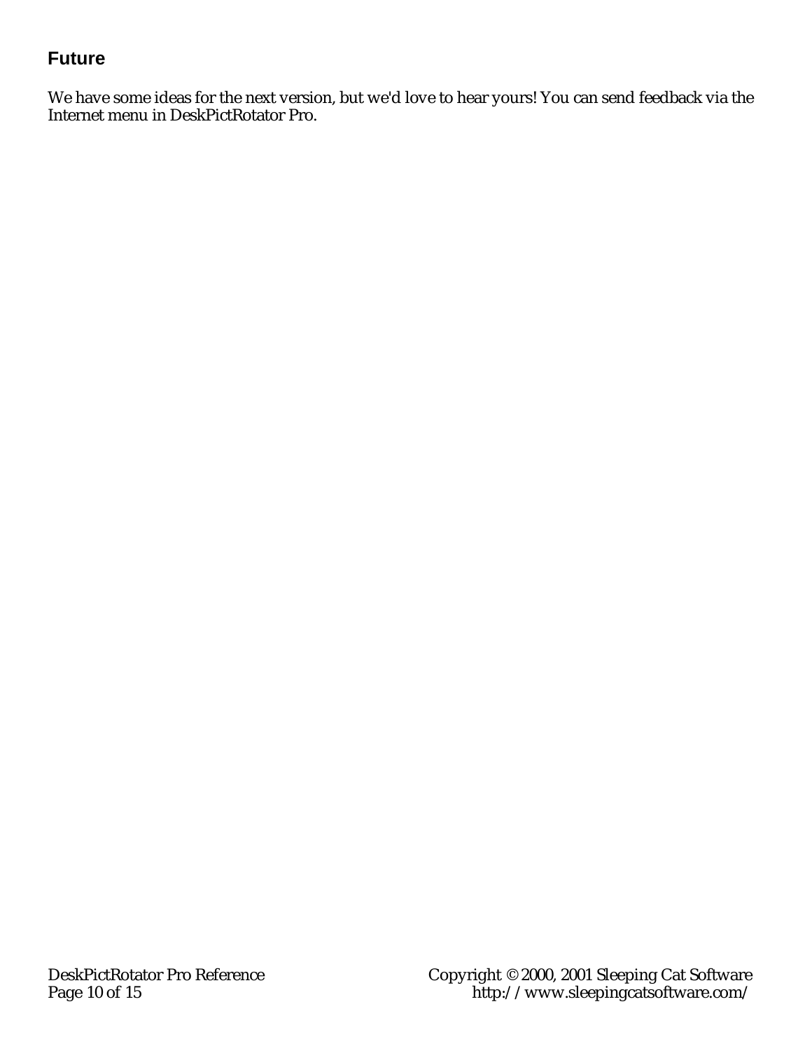## Future

We have some ideas for the next version, but we'd love to hear yours! You can send feedback via the Internet menu in DeskPictRotator Pro.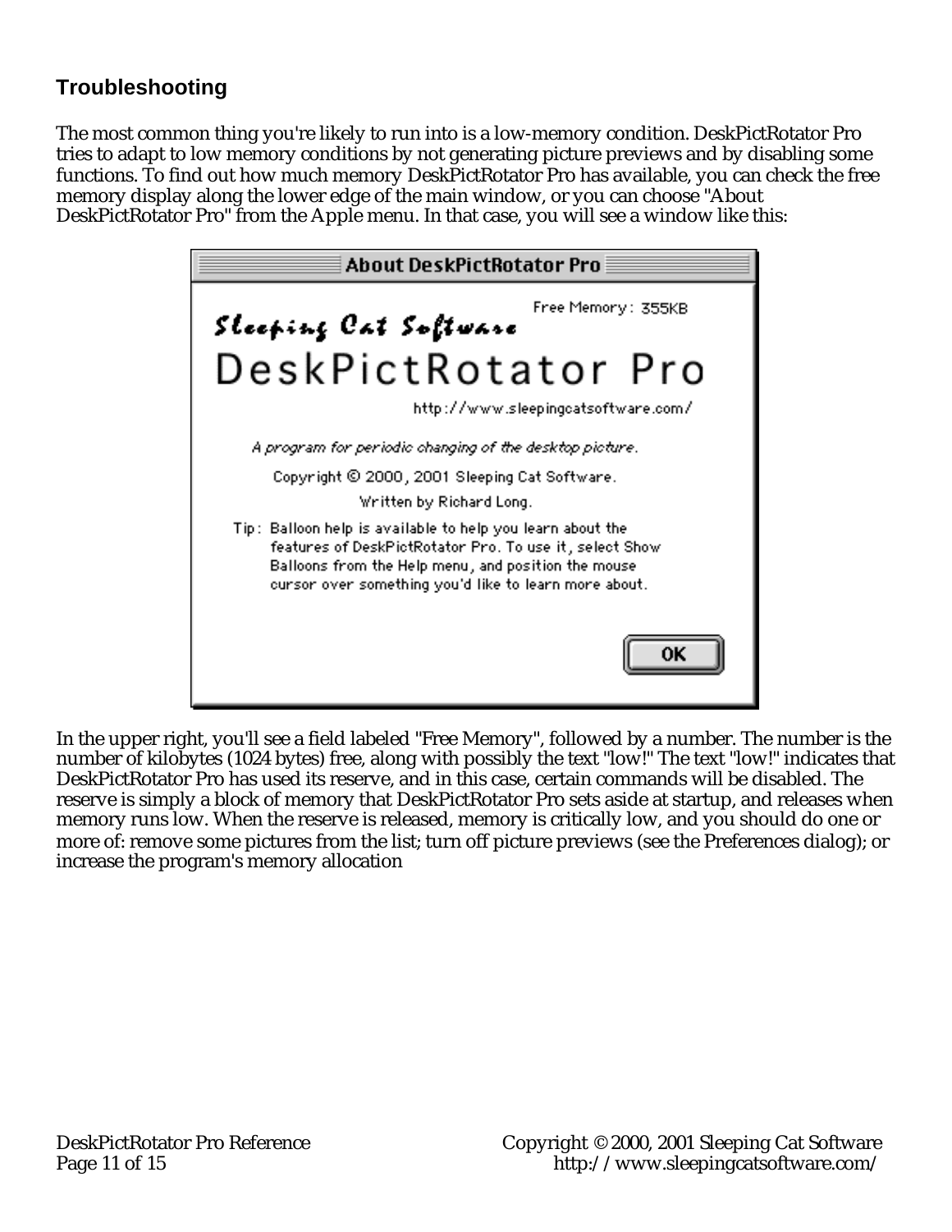## Troubleshooting

The most common thing you're likely to run into is a low-memory condition. DeskPictRotator Pro tries to adapt to low memory conditions by not generating picture previews and by disabling some functions. To find out how much memory DeskPictRotator Pro has available, you can check the free memory display along the lower edge of the main window, or you can choose "About DeskPictRotator Pro" from the Apple menu. In that case, you will see a window like this:

About DeskPictRotator Pro

Sleeping Cat Software

Free Memory: 355KB

DeskPictRotator Pro

http://www.sleepingcatsoftware.com/

*A program for periodic changing of the desktop picture.*

Copyright © 2000, 2001 Sleeping Cat Software.

Written by Richard Long.

Tip: Balloon help is available to help you learn about the features of DeskPictRotator Pro. To use it, select Show Balloons from the Help menu, and position the mouse cursor over something you'd like to learn more about.

OK

In the upper right, you'll see a field labeled "Free Memory", followed by a number. The number is the number of kilobytes (1024 bytes) free, along with possibly the text "low!" The text "low!" indicates that DeskPictRotator Pro has used its reserve, and in this case, certain commands will be disabled. The reserve is simply a block of memory that DeskPictRotator Pro sets aside at startup, and releases when memory runs low. When the reserve is released, memory is critically low, and you should do one or more of: remove some pictures from the list; turn off picture previews (see the Preferences dialog); or increase the program's memory allocation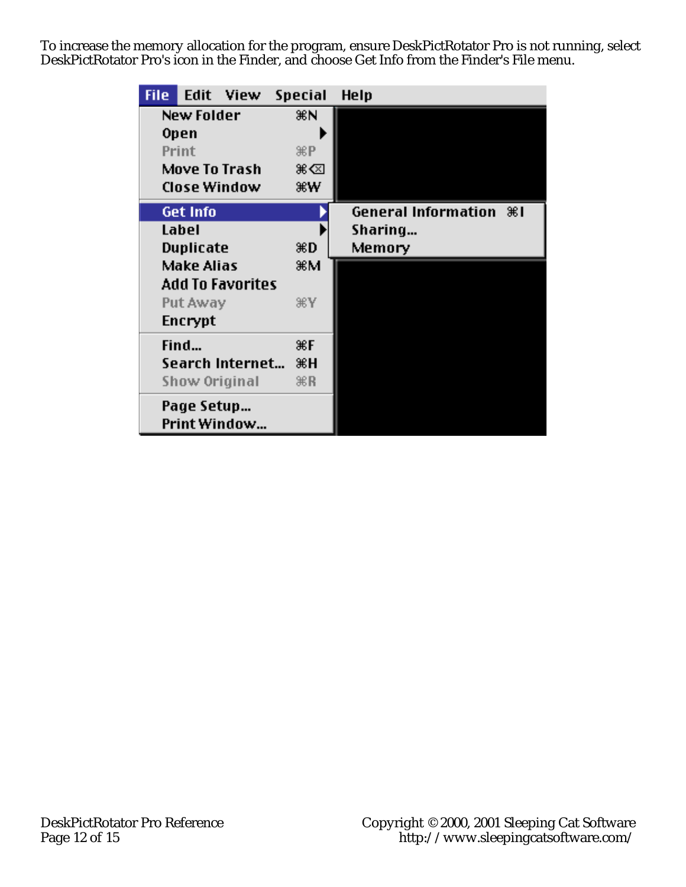To increase the memory allocation for the program, ensure DeskPictRotator Pro is not running, select DeskPictRotator Pro's icon in the Finder, and choose Get Info from the Finder's File menu.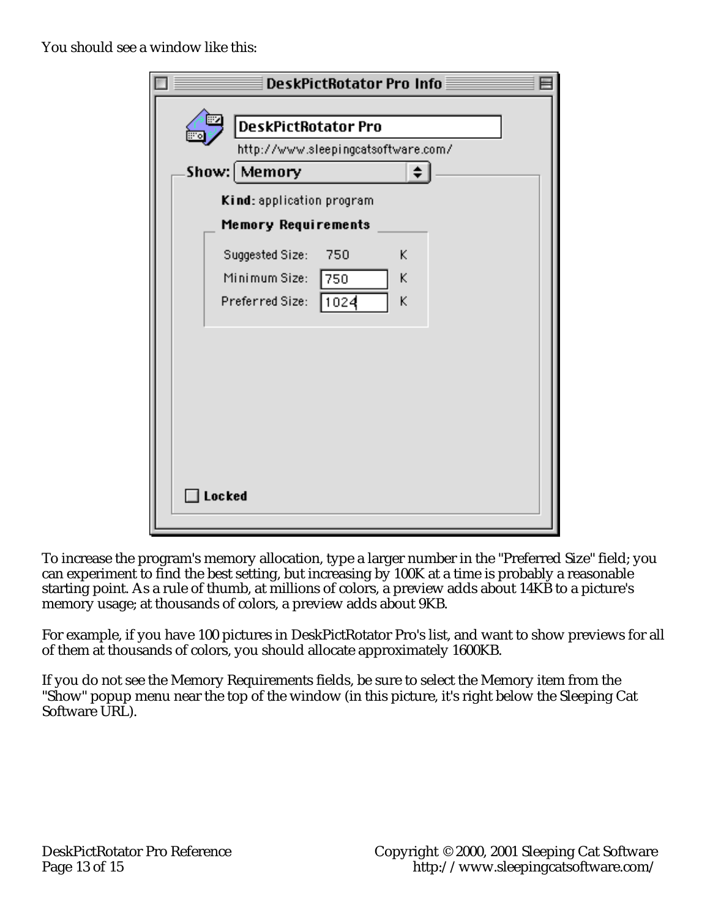You should see a window like this:

To increase the program's memory allocation, type a larger number in the "Preferred Size" field; you can experiment to find the best setting, but increasing by 100K at a time is probably a reasonable starting point. As a rule of thumb, at millions of colors, a preview adds about 14KB to a picture's memory usage; at thousands of colors, a preview adds about 9KB.

For example, if you have 100 pictures in DeskPictRotator Pro's list, and want to show previews for all of them at thousands of colors, you should allocate approximately 1600KB.

If you do not see the Memory Requirements fields, be sure to select the Memory item from the "Show" popup menu near the top of the window (in this picture, it's right below the Sleeping Cat Software URL).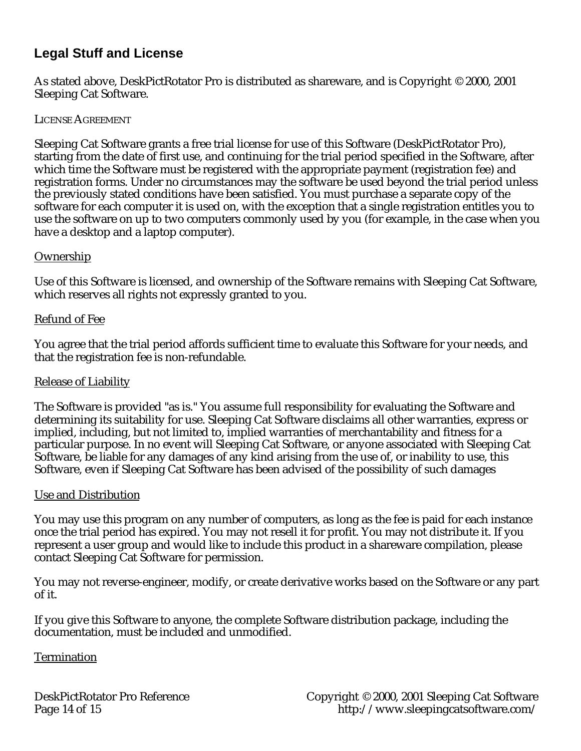## Legal Stuff and License

As stated above, DeskPictRotator Pro is distributed as shareware, and is Copyright © 2000, 2001 Sleeping Cat Software.

LICENSE AGREEMENT

Sleeping Cat Software grants a free trial license for use of this Software (DeskPictRotator Pro), starting from the date of first use, and continuing for the trial period specified in the Software, after which time the Software must be registered with the appropriate payment (registration fee) and registration forms. Under no circumstances may the software be used beyond the trial period unless the previously stated conditions have been satisfied. You must purchase a separate copy of the software for each computer it is used on, with the exception that a single registration entitles you to use the software on up to two computers commonly used by you (for example, in the case when you have a desktop and a laptop computer).

<u>Ownership</u>

Use of this Software is licensed, and ownership of the Software remains with Sleeping Cat Software, which reserves all rights not expressly granted to you.

<u>Refund of Fee</u>

You agree that the trial period affords sufficient time to evaluate this Software for your needs, and that the registration fee is non-refundable.

<u>Release of Liability</u>

The Software is provided "as is." You assume full responsibility for evaluating the Software and determining its suitability for use. Sleeping Cat Software disclaims all other warranties, express or implied, including, but not limited to, implied warranties of merchantability and fitness for a particular purpose. In no event will Sleeping Cat Software, or anyone associated with Sleeping Cat Software, be liable for any damages of any kind arising from the use of, or inability to use, this Software, even if Sleeping Cat Software has been advised of the possibility of such damages

<u>Use and Distribution</u>

You may use this program on any number of computers, as long as the fee is paid for each instance once the trial period has expired. You may not resell it for profit. You may not distribute it. If you represent a user group and would like to include this product in a shareware compilation, please contact Sleeping Cat Software for permission.

You may not reverse-engineer, modify, or create derivative works based on the Software or any part of it.

If you give this Software to anyone, the complete Software distribution package, including the documentation, must be included and unmodified.

<u>Termination</u>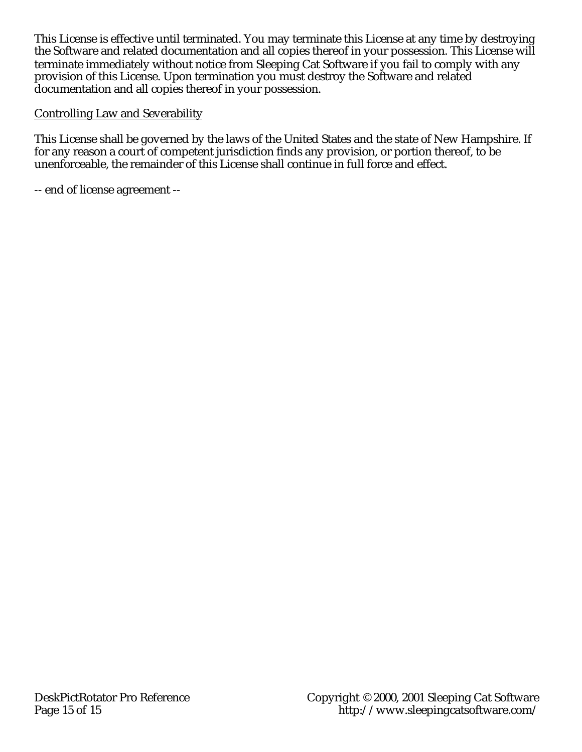This License is effective until terminated. You may terminate this License at any time by destroying the Software and related documentation and all copies thereof in your possession. This License will terminate immediately without notice from Sleeping Cat Software if you fail to comply with any provision of this License. Upon termination you must destroy the Software and related documentation and all copies thereof in your possession.

Controlling Law and Severability

This License shall be governed by the laws of the United States and the state of New Hampshire. If for any reason a court of competent jurisdiction finds any provision, or portion thereof, to be unenforceable, the remainder of this License shall continue in full force and effect.

-- end of license agreement --